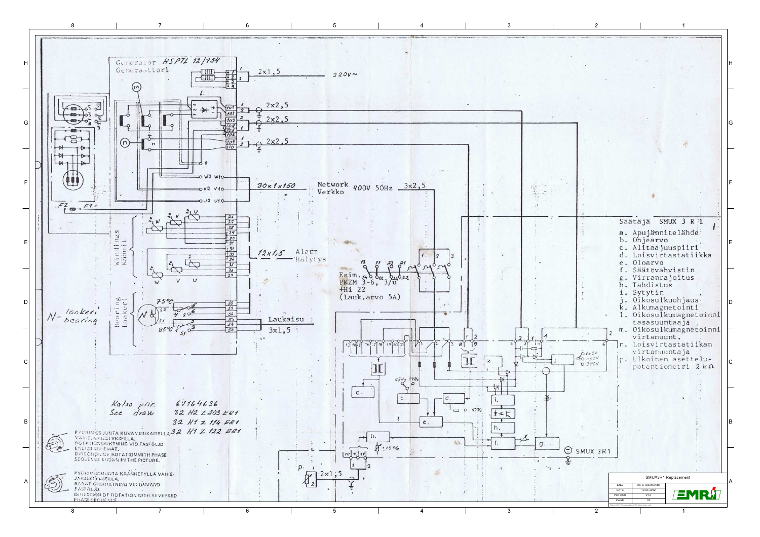Generator HSPTL 12/754
Generaattori

2x1,5 220V~

2x2,5

2x2,5

2x2,5

30x1x150

Network 400V 50Hz 3x2,5
Verkko

Windings
Käämit

12x1,5 Alarm
Hälytys

Esim. PKZM 3-6, 3/u
+Hi 22
(Lauk.arvo 5A)

N-laakeri
N-bearing

Bearing
Laakeri

75°C

85°C

Laukaisu
3x1,5

Säätäjä SMUX 3 R 1

a. Apujännitelähde
b. Ohjearvo
c. Alitaajuuspiiri
d. Loisvirtastatiikka
e. Oloarvo
f. Säätövahvistin
g. Virranrajoitus
h. Tahdistus
i. Sytytin
j. Oikosulkuohjaus
k. Alkumagnetointi
l. Oikosulkumagnetoinni tasasuuntaaja
m. Oikosulkumagnetoinni virtamuunt.
n. Loisvirtastatiikan virtamuuntaja
p. Ulkoinen asettelu-potentiometri 2 kΩ

Katso piir. 67164636
See draw 32 H2 Z 203 ER1
32 H1 Z 114 ER1
32 H1 Z 122 ER1

PYÖRIMISSUUNTA KUVAN MUKAISELLA VAIHEJÄRJESTYKSELLÄ.
ROTATIONSRIKTNING VID FASFÖLJD ENLIGT SCHEMAT.
DIRECTION OF ROTATION WITH PHASE SEQUENCE SHOWN IN THE PICTURE.

PYÖRIMISSUUNTA KÄÄNNETYLLÄ VAIHEJÄRJESTYKSELLÄ.
ROTATIONSRIKTNING VID OMVÄND FASFÖLJD.
DIRECTION OF ROTATION WITH REVERSED PHASE SEQUENCE

SMUX 3R1

| SMUX3R1 Replacement | |
|---|---|
| ENG | ing. E. Bloemendal |
| DATE | 19-03-2012 |
| VERSION | V1.0 |
| PAGE | 1/3 |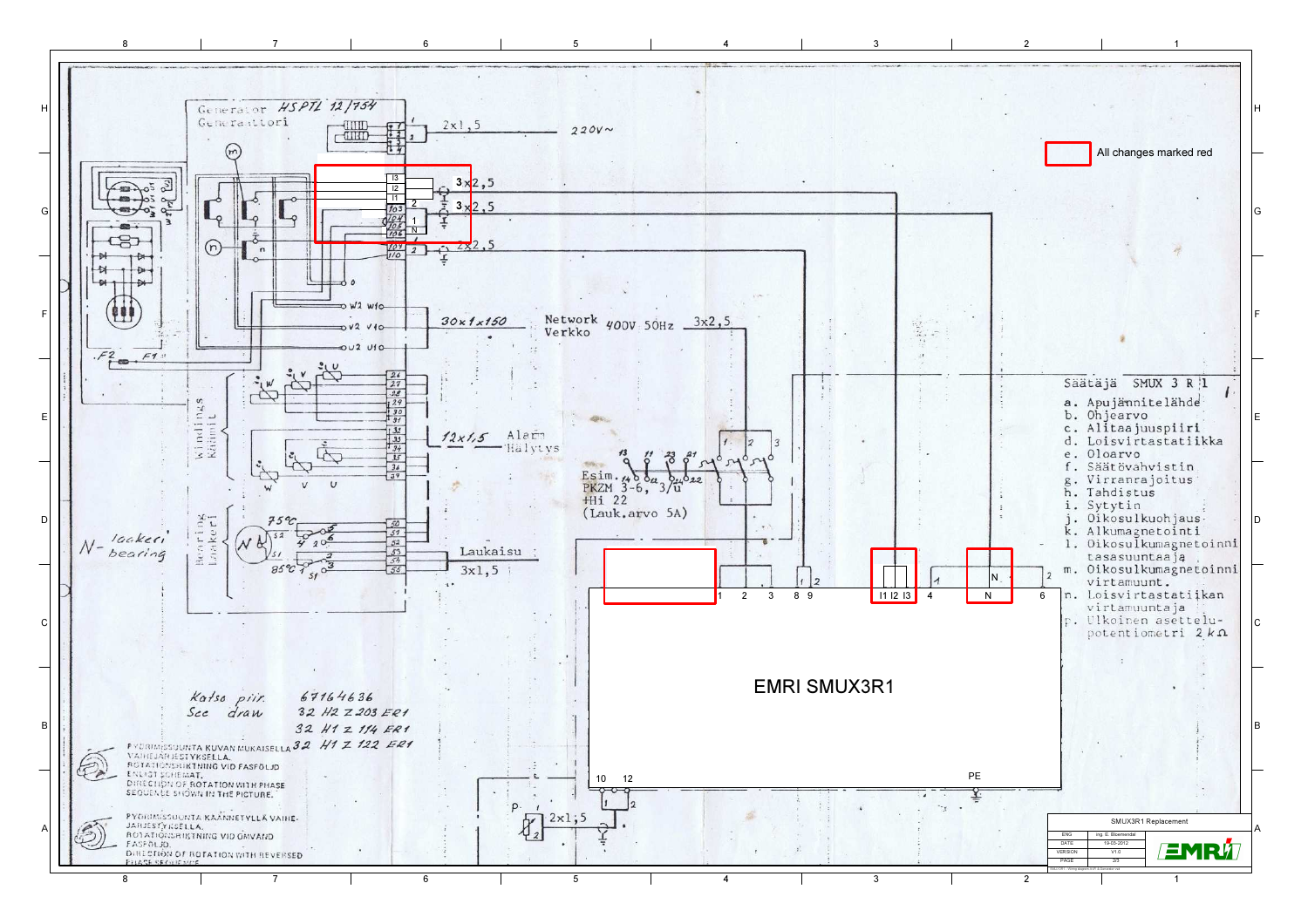All changes marked red

Generator HSPTL 12/754
Generaattori

2x1,5 220V~

3x2,5

3x2,5

2x2,5

30x1x150 Network Verkko 400V 50Hz 3x2,5

12x1,5 Alarm Hälytys

Windings Käämit

Bearing Laakeri

N- laakeri N- bearing

75°C

85°C

Laukaisu 3x1,5

Esim. PKZM 3-6, 3/4 +Hi 22 (Lauk.arvo 5A)

Säätäjä SMUX 3 R 1

a. Apujännitelähde
b. Ohjearvo
c. Alitaajuuspiiri
d. Loisvirtastatiikka
e. Oloarvo
f. Säätövahvistin
g. Virranrajoitus
h. Tahdistus
i. Sytytin
j. Oikosulkuohjaus
k. Alkumagnetointi
l. Oikosulkumagnetoinnin tasasuuntaaja
m. Oikosulkumagnetoinnin virtamuunt.
n. Loisvirtastatiikan virtamuuntaja
p. Ulkoinen asettelupotentiometri 2 kΩ

EMRI SMUX3R1

Katso piir. See draw 67164636
32 H2 Z 203 ER1
32 H1 Z 114 ER1
32 H1 Z 122 ER1

PYÖRIMISSUUNTA KUVAN MUKAISELLA VAIHEJÄRJESTYKSELLÄ.
ROTATIONSRIKTNING VID FASFÖLJD ENLIGT SCHEMAT.
DIRECTION OF ROTATION WITH PHASE SEQUENCE SHOWN IN THE PICTURE.

PYÖRIMISSUUNTA KÄÄNNETYLLÄ VAIHEJÄRJESTYKSELLÄ.
ROTATIONSRIKTNING VID OMVÄND FASFÖLJD.
DIRECTION OF ROTATION WITH REVERSED PHASE SEQUENCE.

2x1,5

SMUX3R1 Replacement

| ENG | Ing. E. Bloemendal |
|---|---|
| DATE | 19-03-2012 |
| VERSION | V1.0 |
| PAGE | 2/3 |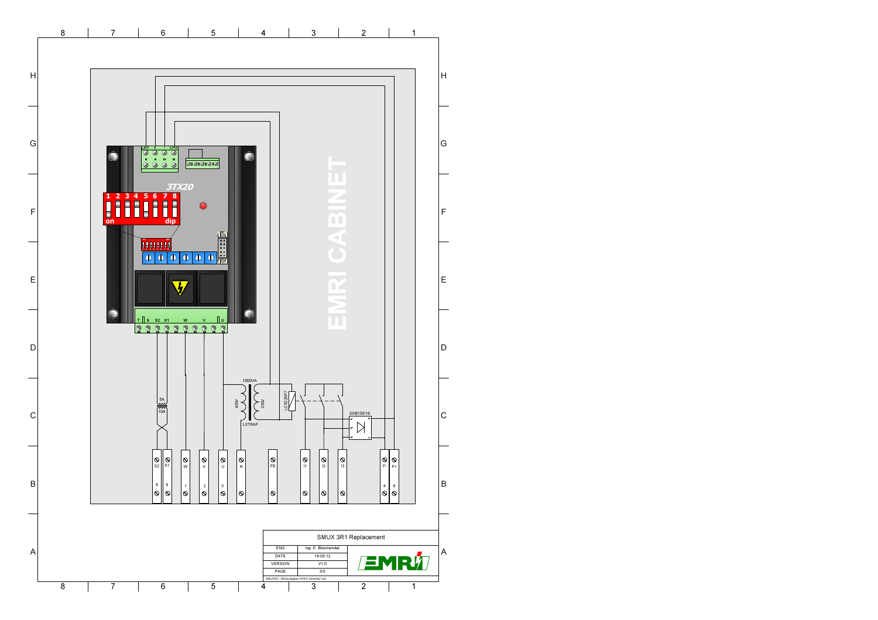EMRI CABINET

3TX20

1 2 3 4 5 6 7 8

on dip

LR1 + - LR2

T S X2 X1 W V U

1000VA

400V 230V

LXTRAF

LC1D25P7

SKB100/16

5A

10A

S2 S1 W V U N PE I1 I2 I3 F- F+

8 9 1 2 3 4 6

| SMUX 3R1 Replacement | | |
| --- | --- | --- |
| ENG | ing. E. Bloemendal | EMRI |
| DATE | 19-03-12 | |
| VERSION | V1.0 | |
| PAGE | 3/3 | |

SMUX3R1 - Wiring diagram AVR & Generator vesl